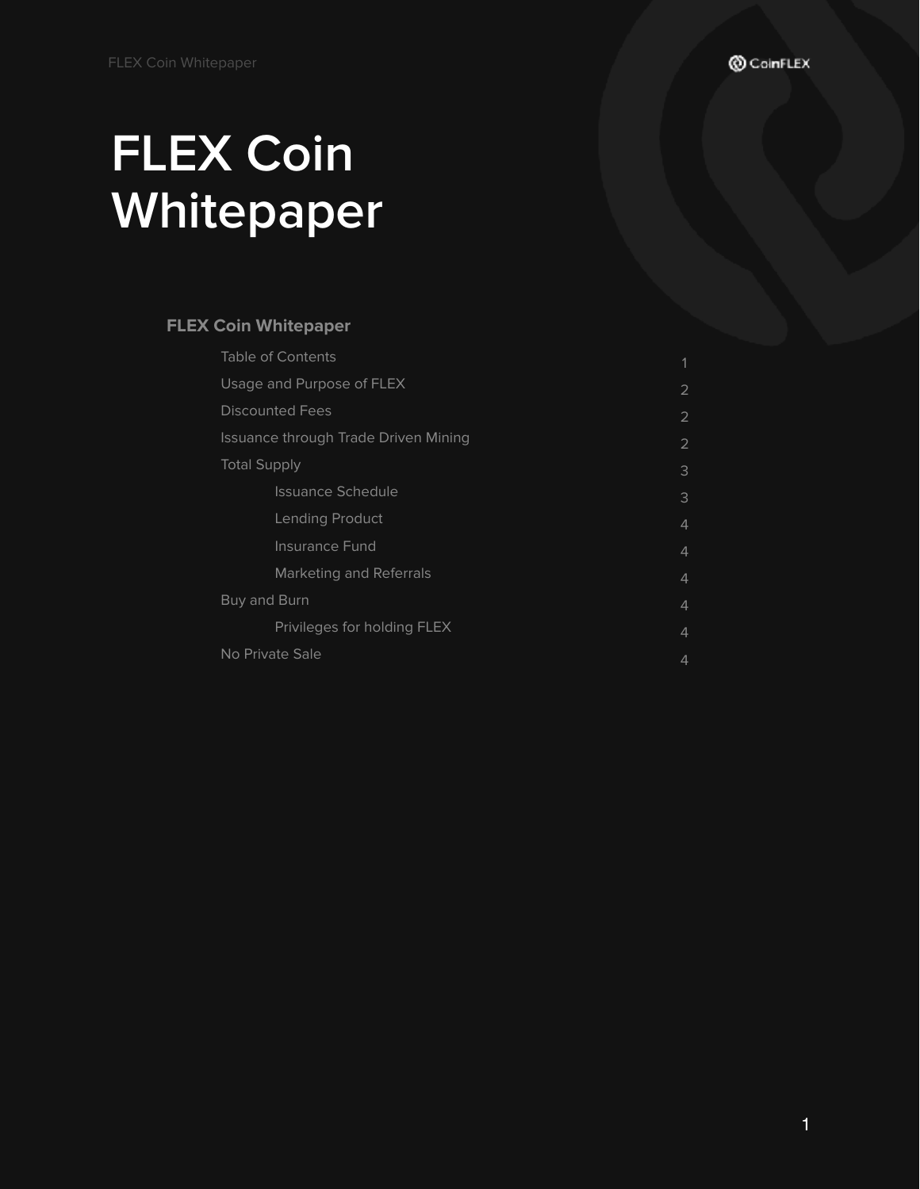# FLEX Coin Whitepaper

**FLEX Coin Whitepaper**

| | |
|---|---|
| Table of Contents | 1 |
| Usage and Purpose of FLEX | 2 |
| Discounted Fees | 2 |
| Issuance through Trade Driven Mining | 2 |
| Total Supply | 3 |
| &nbsp;&nbsp;&nbsp;&nbsp;Issuance Schedule | 3 |
| &nbsp;&nbsp;&nbsp;&nbsp;Lending Product | 4 |
| &nbsp;&nbsp;&nbsp;&nbsp;Insurance Fund | 4 |
| &nbsp;&nbsp;&nbsp;&nbsp;Marketing and Referrals | 4 |
| Buy and Burn | 4 |
| &nbsp;&nbsp;&nbsp;&nbsp;Privileges for holding FLEX | 4 |
| No Private Sale | 4 |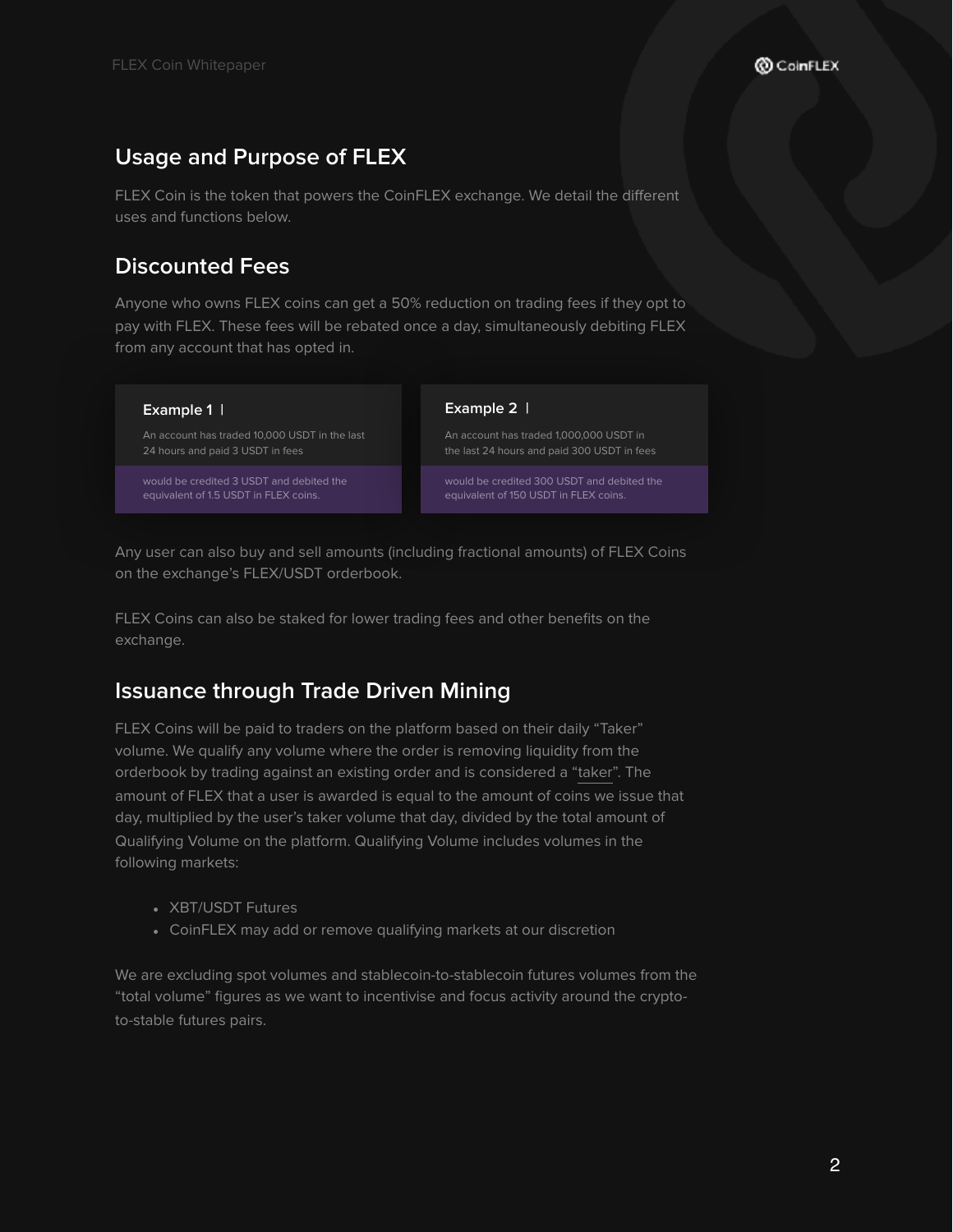## Usage and Purpose of FLEX

FLEX Coin is the token that powers the CoinFLEX exchange. We detail the different uses and functions below.

## Discounted Fees

Anyone who owns FLEX coins can get a 50% reduction on trading fees if they opt to pay with FLEX. These fees will be rebated once a day, simultaneously debiting FLEX from any account that has opted in.

**Example 1**

An account has traded 10,000 USDT in the last 24 hours and paid 3 USDT in fees

would be credited 3 USDT and debited the equivalent of 1.5 USDT in FLEX coins.

**Example 2**

An account has traded 1,000,000 USDT in the last 24 hours and paid 300 USDT in fees

would be credited 300 USDT and debited the equivalent of 150 USDT in FLEX coins.

Any user can also buy and sell amounts (including fractional amounts) of FLEX Coins on the exchange's FLEX/USDT orderbook.

FLEX Coins can also be staked for lower trading fees and other benefits on the exchange.

## Issuance through Trade Driven Mining

FLEX Coins will be paid to traders on the platform based on their daily "Taker" volume. We qualify any volume where the order is removing liquidity from the orderbook by trading against an existing order and is considered a "taker". The amount of FLEX that a user is awarded is equal to the amount of coins we issue that day, multiplied by the user's taker volume that day, divided by the total amount of Qualifying Volume on the platform. Qualifying Volume includes volumes in the following markets:

- XBT/USDT Futures
- CoinFLEX may add or remove qualifying markets at our discretion

We are excluding spot volumes and stablecoin-to-stablecoin futures volumes from the "total volume" figures as we want to incentivise and focus activity around the crypto-to-stable futures pairs.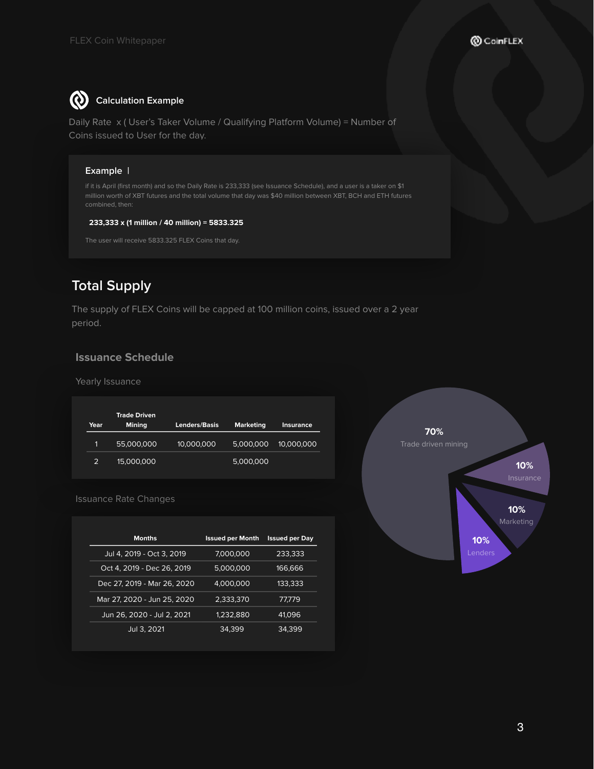## Calculation Example

Daily Rate x ( User's Taker Volume / Qualifying Platform Volume) = Number of Coins issued to User for the day.

### Example 1

if it is April (first month) and so the Daily Rate is 233,333 (see Issuance Schedule), and a user is a taker on $1 million worth of XBT futures and the total volume that day was $40 million between XBT, BCH and ETH futures combined, then:

**233,333 x (1 million / 40 million) = 5833.325**

The user will receive 5833.325 FLEX Coins that day.

## Total Supply

The supply of FLEX Coins will be capped at 100 million coins, issued over a 2 year period.

### Issuance Schedule

Yearly Issuance

| Year | Trade Driven Mining | Lenders/Basis | Marketing | Insurance |
|---|---|---|---|---|
| 1 | 55,000,000 | 10,000,000 | 5,000,000 | 10,000,000 |
| 2 | 15,000,000 | | 5,000,000 | |

Issuance Rate Changes

| Months | Issued per Month | Issued per Day |
|---|---|---|
| Jul 4, 2019 - Oct 3, 2019 | 7,000,000 | 233,333 |
| Oct 4, 2019 - Dec 26, 2019 | 5,000,000 | 166,666 |
| Dec 27, 2019 - Mar 26, 2020 | 4,000,000 | 133,333 |
| Mar 27, 2020 - Jun 25, 2020 | 2,333,370 | 77,779 |
| Jun 26, 2020 - Jul 2, 2021 | 1,232,880 | 41,096 |
| Jul 3, 2021 | 34,399 | 34,399 |

70% Trade driven mining

10% Insurance

10% Marketing

10% Lenders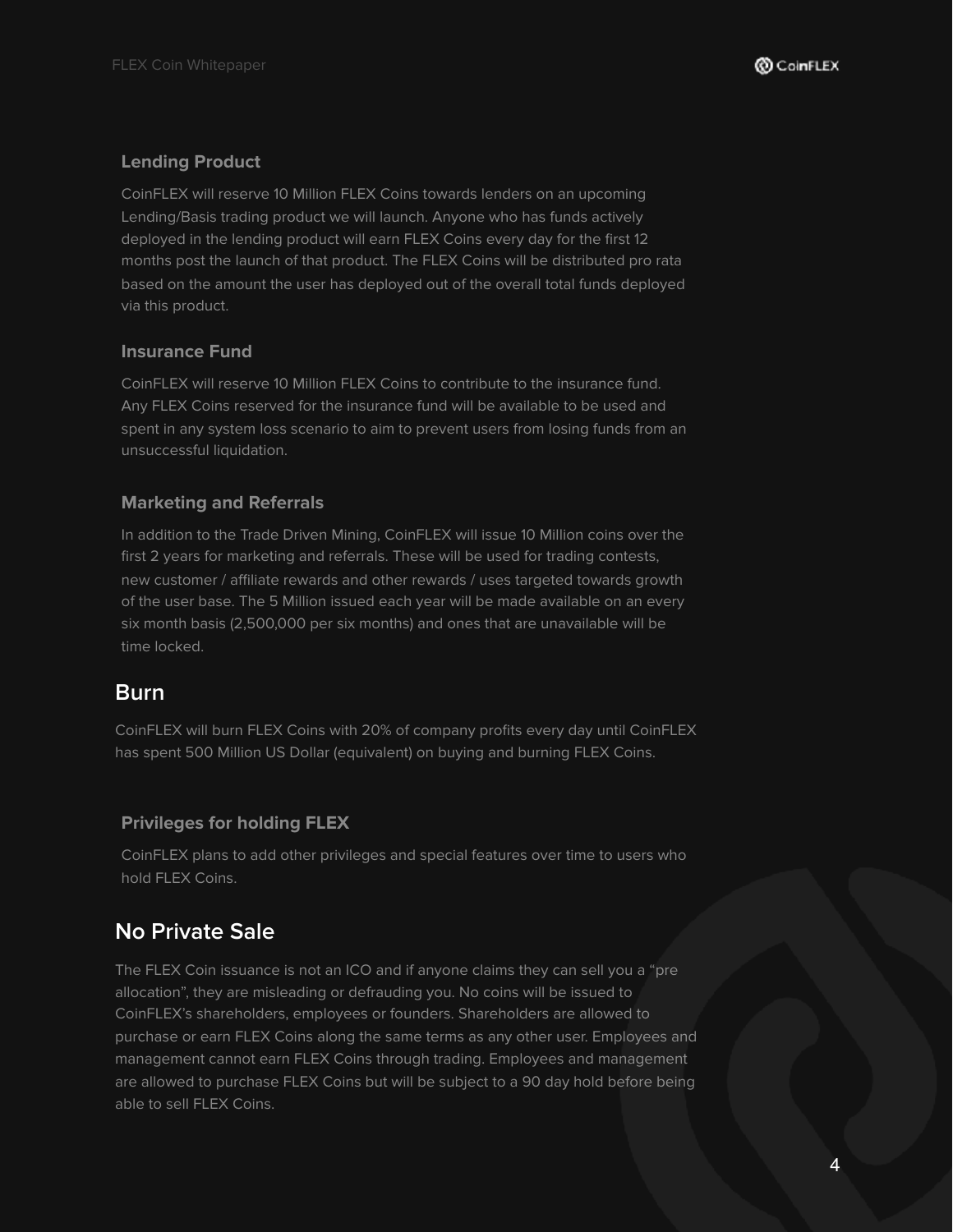### Lending Product

CoinFLEX will reserve 10 Million FLEX Coins towards lenders on an upcoming Lending/Basis trading product we will launch. Anyone who has funds actively deployed in the lending product will earn FLEX Coins every day for the first 12 months post the launch of that product. The FLEX Coins will be distributed pro rata based on the amount the user has deployed out of the overall total funds deployed via this product.

### Insurance Fund

CoinFLEX will reserve 10 Million FLEX Coins to contribute to the insurance fund. Any FLEX Coins reserved for the insurance fund will be available to be used and spent in any system loss scenario to aim to prevent users from losing funds from an unsuccessful liquidation.

### Marketing and Referrals

In addition to the Trade Driven Mining, CoinFLEX will issue 10 Million coins over the first 2 years for marketing and referrals. These will be used for trading contests, new customer / affiliate rewards and other rewards / uses targeted towards growth of the user base. The 5 Million issued each year will be made available on an every six month basis (2,500,000 per six months) and ones that are unavailable will be time locked.

## Burn

CoinFLEX will burn FLEX Coins with 20% of company profits every day until CoinFLEX has spent 500 Million US Dollar (equivalent) on buying and burning FLEX Coins.

### Privileges for holding FLEX

CoinFLEX plans to add other privileges and special features over time to users who hold FLEX Coins.

## No Private Sale

The FLEX Coin issuance is not an ICO and if anyone claims they can sell you a "pre allocation", they are misleading or defrauding you. No coins will be issued to CoinFLEX's shareholders, employees or founders. Shareholders are allowed to purchase or earn FLEX Coins along the same terms as any other user. Employees and management cannot earn FLEX Coins through trading. Employees and management are allowed to purchase FLEX Coins but will be subject to a 90 day hold before being able to sell FLEX Coins.